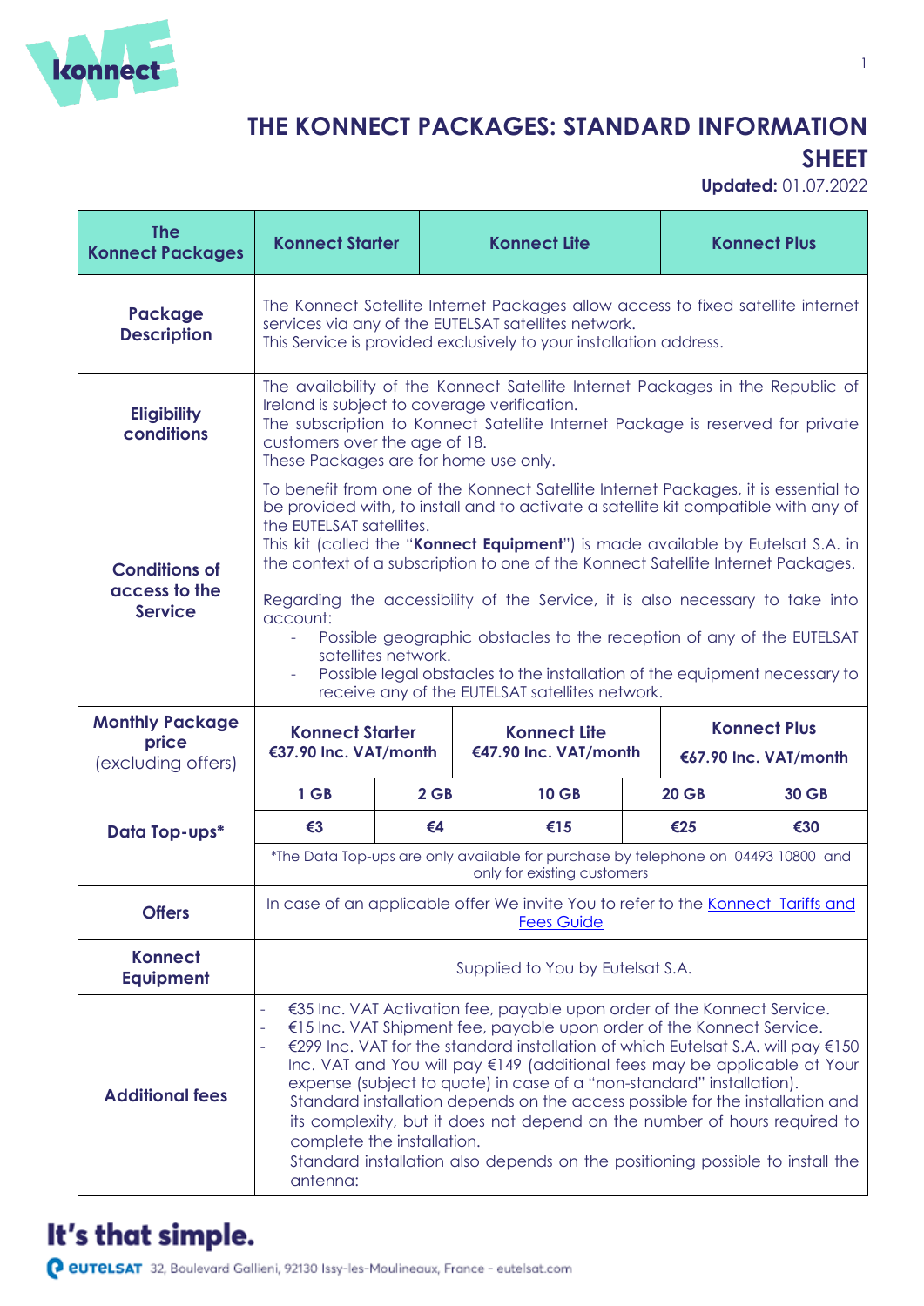# THE KONNECT PACKAGES: STANDARD INFORMATION SHEET

**Updated:** 01.07.2022

| The Konnect Packages | Konnect Starter | | Konnect Lite | | Konnect Plus |
|---|---|---|---|---|---|
| **Package Description** | The Konnect Satellite Internet Packages allow access to fixed satellite internet services via any of the EUTELSAT satellites network.<br>This Service is provided exclusively to your installation address. | | | | |
| **Eligibility conditions** | The availability of the Konnect Satellite Internet Packages in the Republic of Ireland is subject to coverage verification.<br>The subscription to Konnect Satellite Internet Package is reserved for private customers over the age of 18.<br>These Packages are for home use only. | | | | |
| **Conditions of access to the Service** | To benefit from one of the Konnect Satellite Internet Packages, it is essential to be provided with, to install and to activate a satellite kit compatible with any of the EUTELSAT satellites.<br>This kit (called the "**Konnect Equipment**") is made available by Eutelsat S.A. in the context of a subscription to one of the Konnect Satellite Internet Packages.<br><br>Regarding the accessibility of the Service, it is also necessary to take into account:<br>- Possible geographic obstacles to the reception of any of the EUTELSAT satellites network.<br>- Possible legal obstacles to the installation of the equipment necessary to receive any of the EUTELSAT satellites network. | | | | |
| **Monthly Package price** (excluding offers) | **Konnect Starter**<br>**€37.90 Inc. VAT/month** | | **Konnect Lite**<br>**€47.90 Inc. VAT/month** | | **Konnect Plus**<br>**€67.90 Inc. VAT/month** |
| **Data Top-ups*** | **1 GB** | **2 GB** | **10 GB** | **20 GB** | **30 GB** |
| | **€3** | **€4** | **€15** | **€25** | **€30** |
| | *The Data Top-ups are only available for purchase by telephone on 04493 10800 and only for existing customers | | | | |
| **Offers** | In case of an applicable offer We invite You to refer to the [Konnect Tariffs and Fees Guide]() | | | | |
| **Konnect Equipment** | Supplied to You by Eutelsat S.A. | | | | |
| **Additional fees** | - €35 Inc. VAT Activation fee, payable upon order of the Konnect Service.<br>- €15 Inc. VAT Shipment fee, payable upon order of the Konnect Service.<br>- €299 Inc. VAT for the standard installation of which Eutelsat S.A. will pay €150 Inc. VAT and You will pay €149 (additional fees may be applicable at Your expense (subject to quote) in case of a "non-standard" installation).<br>Standard installation depends on the access possible for the installation and its complexity, but it does not depend on the number of hours required to complete the installation.<br>Standard installation also depends on the positioning possible to install the antenna: | | | | |

It's that simple.

eutelsat 32, Boulevard Gallieni, 92130 Issy-les-Moulineaux, France - eutelsat.com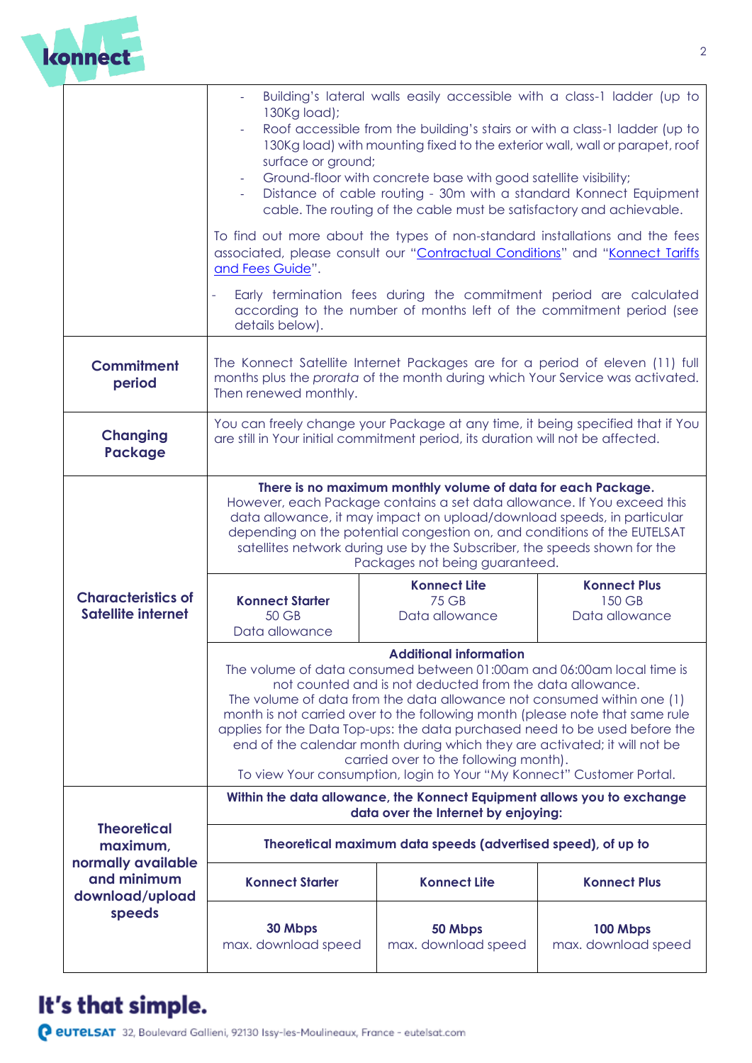| | | | |
|---|---|---|---|
| | - Building's lateral walls easily accessible with a class-1 ladder (up to 130Kg load);<br>- Roof accessible from the building's stairs or with a class-1 ladder (up to 130Kg load) with mounting fixed to the exterior wall, wall or parapet, roof surface or ground;<br>- Ground-floor with concrete base with good satellite visibility;<br>- Distance of cable routing - 30m with a standard Konnect Equipment cable. The routing of the cable must be satisfactory and achievable.<br><br>To find out more about the types of non-standard installations and the fees associated, please consult our "Contractual Conditions" and "Konnect Tariffs and Fees Guide".<br><br>- Early termination fees during the commitment period are calculated according to the number of months left of the commitment period (see details below). | | |
| **Commitment period** | The Konnect Satellite Internet Packages are for a period of eleven (11) full months plus the *prorata* of the month during which Your Service was activated. Then renewed monthly. | | |
| **Changing Package** | You can freely change your Package at any time, it being specified that if You are still in Your initial commitment period, its duration will not be affected. | | |
| **Characteristics of Satellite internet** | **There is no maximum monthly volume of data for each Package.**<br>However, each Package contains a set data allowance. If You exceed this data allowance, it may impact on upload/download speeds, in particular depending on the potential congestion on, and conditions of the EUTELSAT satellites network during use by the Subscriber, the speeds shown for the Packages not being guaranteed. | | |
| | **Konnect Starter**<br>50 GB<br>Data allowance | **Konnect Lite**<br>75 GB<br>Data allowance | **Konnect Plus**<br>150 GB<br>Data allowance |
| | **Additional information**<br>The volume of data consumed between 01:00am and 06:00am local time is not counted and is not deducted from the data allowance.<br>The volume of data from the data allowance not consumed within one (1) month is not carried over to the following month (please note that same rule applies for the Data Top-ups: the data purchased need to be used before the end of the calendar month during which they are activated; it will not be carried over to the following month).<br>To view Your consumption, login to Your "My Konnect" Customer Portal. | | |
| **Theoretical maximum, normally available and minimum download/upload speeds** | **Within the data allowance, the Konnect Equipment allows you to exchange data over the Internet by enjoying:** | | |
| | **Theoretical maximum data speeds (advertised speed), of up to** | | |
| | **Konnect Starter** | **Konnect Lite** | **Konnect Plus** |
| | **30 Mbps**<br>max. download speed | **50 Mbps**<br>max. download speed | **100 Mbps**<br>max. download speed |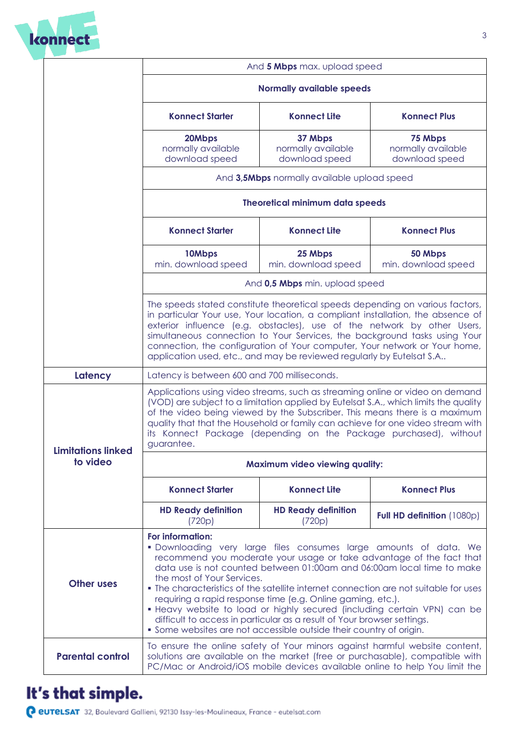| | | | |
|---|---|---|---|
| | And **5 Mbps** max. upload speed | | |
| | **Normally available speeds** | | |
| | **Konnect Starter** | **Konnect Lite** | **Konnect Plus** |
| | **20Mbps** normally available download speed | **37 Mbps** normally available download speed | **75 Mbps** normally available download speed |
| | And **3,5Mbps** normally available upload speed | | |
| | **Theoretical minimum data speeds** | | |
| | **Konnect Starter** | **Konnect Lite** | **Konnect Plus** |
| | **10Mbps** min. download speed | **25 Mbps** min. download speed | **50 Mbps** min. download speed |
| | And **0,5 Mbps** min. upload speed | | |
| | The speeds stated constitute theoretical speeds depending on various factors, in particular Your use, Your location, a compliant installation, the absence of exterior influence (e.g. obstacles), use of the network by other Users, simultaneous connection to Your Services, the background tasks using Your connection, the configuration of Your computer, Your network or Your home, application used, etc., and may be reviewed regularly by Eutelsat S.A.. | | |
| **Latency** | Latency is between 600 and 700 milliseconds. | | |
| **Limitations linked to video** | Applications using video streams, such as streaming online or video on demand (VOD) are subject to a limitation applied by Eutelsat S.A., which limits the quality of the video being viewed by the Subscriber. This means there is a maximum quality that that the Household or family can achieve for one video stream with its Konnect Package (depending on the Package purchased), without guarantee. | | |
| | **Maximum video viewing quality:** | | |
| | **Konnect Starter** | **Konnect Lite** | **Konnect Plus** |
| | **HD Ready definition** (720p) | **HD Ready definition** (720p) | **Full HD definition** (1080p) |
| **Other uses** | **For information:**<br>▪ Downloading very large files consumes large amounts of data. We recommend you moderate your usage or take advantage of the fact that data use is not counted between 01:00am and 06:00am local time to make the most of Your Services.<br>▪ The characteristics of the satellite internet connection are not suitable for uses requiring a rapid response time (e.g. Online gaming, etc.).<br>▪ Heavy website to load or highly secured (including certain VPN) can be difficult to access in particular as a result of Your browser settings.<br>▪ Some websites are not accessible outside their country of origin. | | |
| **Parental control** | To ensure the online safety of Your minors against harmful website content, solutions are available on the market (free or purchasable), compatible with PC/Mac or Android/iOS mobile devices available online to help You limit the | | |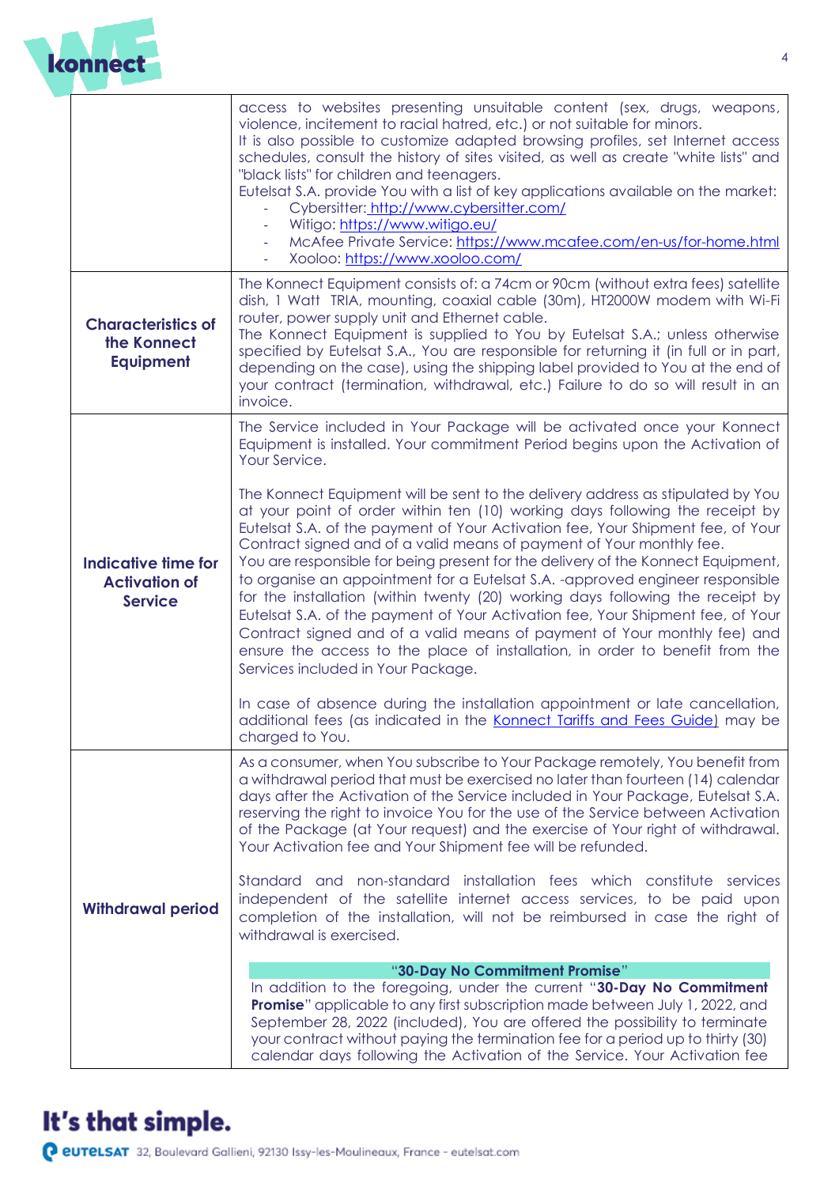| | |
|---|---|
| | access to websites presenting unsuitable content (sex, drugs, weapons, violence, incitement to racial hatred, etc.) or not suitable for minors.<br>It is also possible to customize adapted browsing profiles, set Internet access schedules, consult the history of sites visited, as well as create "white lists" and "black lists" for children and teenagers.<br>Eutelsat S.A. provide You with a list of key applications available on the market:<br>- Cybersitter: [http://www.cybersitter.com/](http://www.cybersitter.com/)<br>- Witigo: [https://www.witigo.eu/](https://www.witigo.eu/)<br>- McAfee Private Service: [https://www.mcafee.com/en-us/for-home.html](https://www.mcafee.com/en-us/for-home.html)<br>- Xooloo: [https://www.xooloo.com/](https://www.xooloo.com/) |
| **Characteristics of the Konnect Equipment** | The Konnect Equipment consists of: a 74cm or 90cm (without extra fees) satellite dish, 1 Watt TRIA, mounting, coaxial cable (30m), HT2000W modem with Wi-Fi router, power supply unit and Ethernet cable.<br>The Konnect Equipment is supplied to You by Eutelsat S.A.; unless otherwise specified by Eutelsat S.A., You are responsible for returning it (in full or in part, depending on the case), using the shipping label provided to You at the end of your contract (termination, withdrawal, etc.) Failure to do so will result in an invoice. |
| **Indicative time for Activation of Service** | The Service included in Your Package will be activated once your Konnect Equipment is installed. Your commitment Period begins upon the Activation of Your Service.<br><br>The Konnect Equipment will be sent to the delivery address as stipulated by You at your point of order within ten (10) working days following the receipt by Eutelsat S.A. of the payment of Your Activation fee, Your Shipment fee, of Your Contract signed and of a valid means of payment of Your monthly fee.<br>You are responsible for being present for the delivery of the Konnect Equipment, to organise an appointment for a Eutelsat S.A. -approved engineer responsible for the installation (within twenty (20) working days following the receipt by Eutelsat S.A. of the payment of Your Activation fee, Your Shipment fee, of Your Contract signed and of a valid means of payment of Your monthly fee) and ensure the access to the place of installation, in order to benefit from the Services included in Your Package.<br><br>In case of absence during the installation appointment or late cancellation, additional fees (as indicated in the [Konnect Tariffs and Fees Guide)](#) may be charged to You. |
| **Withdrawal period** | As a consumer, when You subscribe to Your Package remotely, You benefit from a withdrawal period that must be exercised no later than fourteen (14) calendar days after the Activation of the Service included in Your Package, Eutelsat S.A. reserving the right to invoice You for the use of the Service between Activation of the Package (at Your request) and the exercise of Your right of withdrawal. Your Activation fee and Your Shipment fee will be refunded.<br><br>Standard and non-standard installation fees which constitute services independent of the satellite internet access services, to be paid upon completion of the installation, will not be reimbursed in case the right of withdrawal is exercised.<br><br>**"30-Day No Commitment Promise"**<br>In addition to the foregoing, under the current "**30-Day No Commitment Promise**" applicable to any first subscription made between July 1, 2022, and September 28, 2022 (included), You are offered the possibility to terminate your contract without paying the termination fee for a period up to thirty (30) calendar days following the Activation of the Service. Your Activation fee |

**It's that simple.**

eutelsat 32, Boulevard Gallieni, 92130 Issy-les-Moulineaux, France - eutelsat.com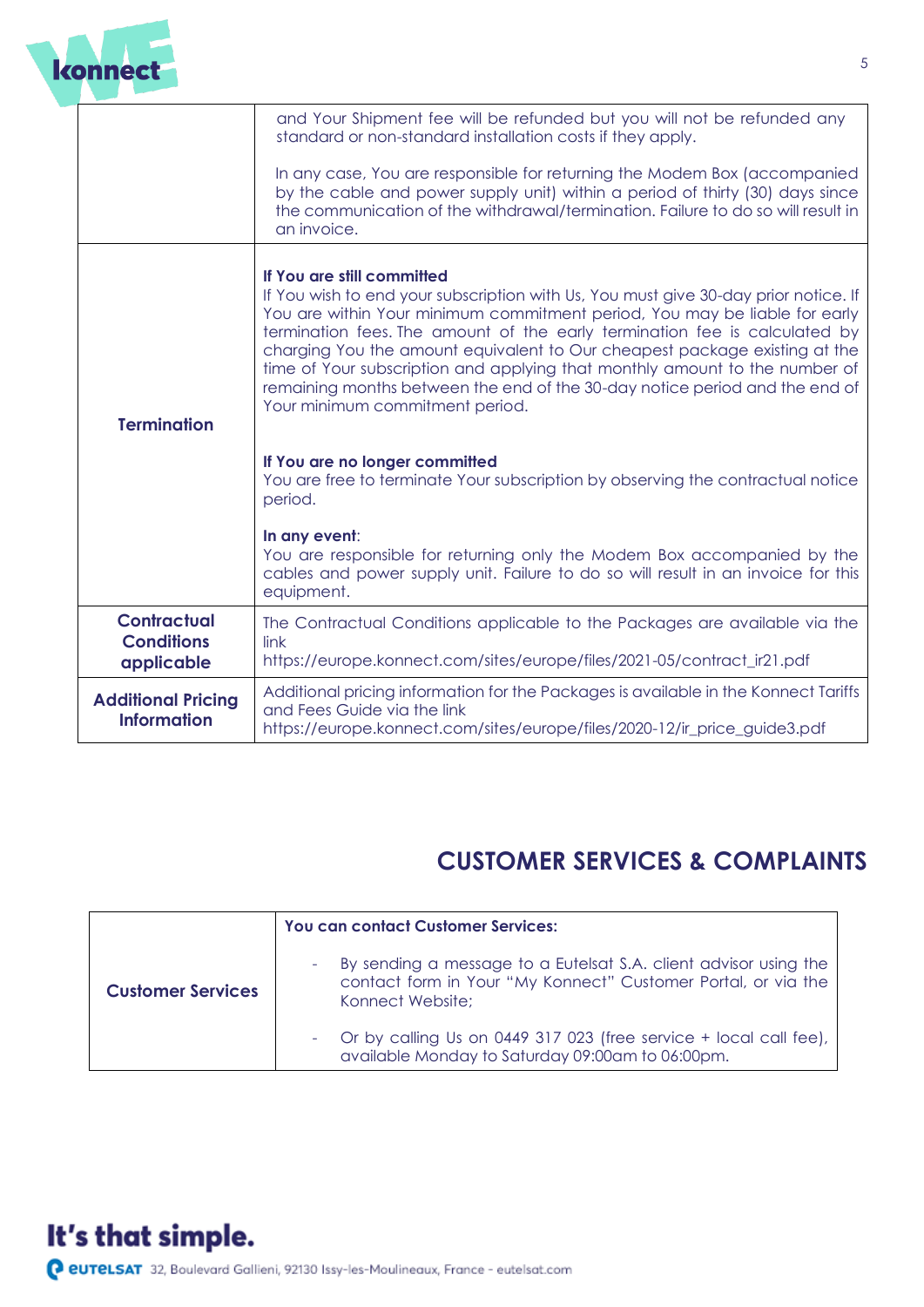| | |
|---|---|
| | and Your Shipment fee will be refunded but you will not be refunded any standard or non-standard installation costs if they apply.<br><br>In any case, You are responsible for returning the Modem Box (accompanied by the cable and power supply unit) within a period of thirty (30) days since the communication of the withdrawal/termination. Failure to do so will result in an invoice. |
| **Termination** | **If You are still committed**<br>If You wish to end your subscription with Us, You must give 30-day prior notice. If You are within Your minimum commitment period, You may be liable for early termination fees. The amount of the early termination fee is calculated by charging You the amount equivalent to Our cheapest package existing at the time of Your subscription and applying that monthly amount to the number of remaining months between the end of the 30-day notice period and the end of Your minimum commitment period.<br><br>**If You are no longer committed**<br>You are free to terminate Your subscription by observing the contractual notice period.<br><br>**In any event**:<br>You are responsible for returning only the Modem Box accompanied by the cables and power supply unit. Failure to do so will result in an invoice for this equipment. |
| **Contractual Conditions applicable** | The Contractual Conditions applicable to the Packages are available via the link https://europe.konnect.com/sites/europe/files/2021-05/contract_ir21.pdf |
| **Additional Pricing Information** | Additional pricing information for the Packages is available in the Konnect Tariffs and Fees Guide via the link https://europe.konnect.com/sites/europe/files/2020-12/ir_price_guide3.pdf |

## CUSTOMER SERVICES & COMPLAINTS

| | |
|---|---|
| **Customer Services** | **You can contact Customer Services:**<br>- By sending a message to a Eutelsat S.A. client advisor using the contact form in Your "My Konnect" Customer Portal, or via the Konnect Website;<br>- Or by calling Us on 0449 317 023 (free service + local call fee), available Monday to Saturday 09:00am to 06:00pm. |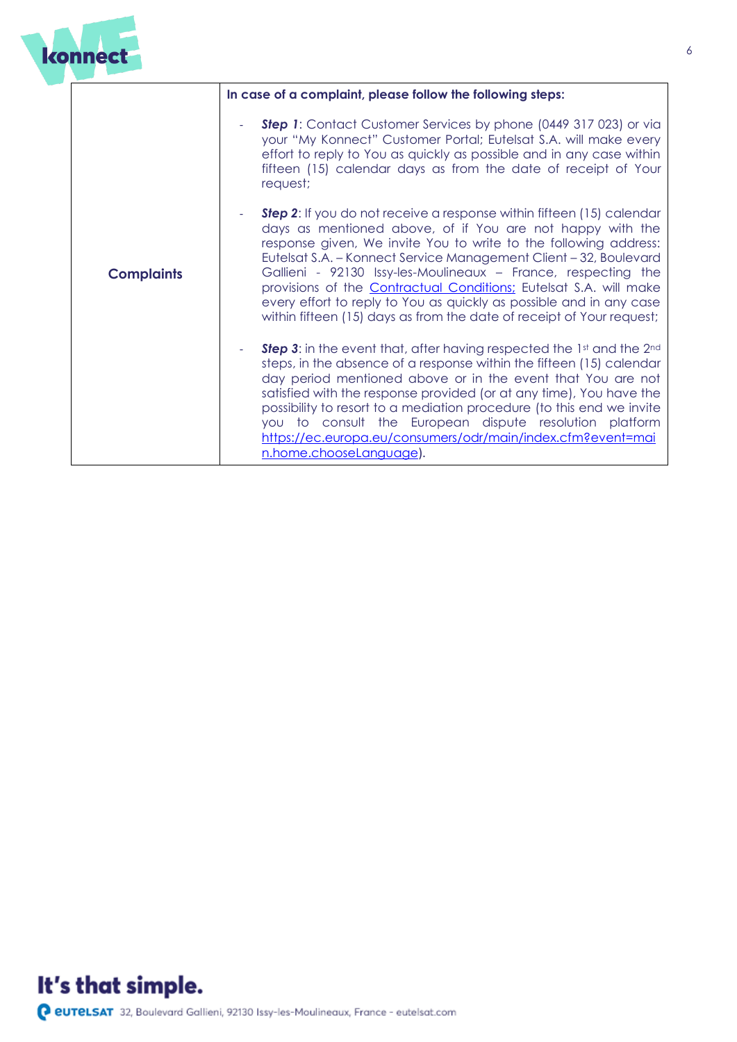| | |
|---|---|
| **Complaints** | **In case of a complaint, please follow the following steps:**<br><br>- ***Step 1***: Contact Customer Services by phone (0449 317 023) or via your "My Konnect" Customer Portal; Eutelsat S.A. will make every effort to reply to You as quickly as possible and in any case within fifteen (15) calendar days as from the date of receipt of Your request;<br><br>- ***Step 2***: If you do not receive a response within fifteen (15) calendar days as mentioned above, of if You are not happy with the response given, We invite You to write to the following address: Eutelsat S.A. – Konnect Service Management Client – 32, Boulevard Gallieni - 92130 Issy-les-Moulineaux – France, respecting the provisions of the [Contractual Conditions;] Eutelsat S.A. will make every effort to reply to You as quickly as possible and in any case within fifteen (15) days as from the date of receipt of Your request;<br><br>- ***Step 3***: in the event that, after having respected the 1st and the 2nd steps, in the absence of a response within the fifteen (15) calendar day period mentioned above or in the event that You are not satisfied with the response provided (or at any time), You have the possibility to resort to a mediation procedure (to this end we invite you to consult the European dispute resolution platform https://ec.europa.eu/consumers/odr/main/index.cfm?event=main.home.chooseLanguage). |

**It's that simple.**

EUTELSAT 32, Boulevard Gallieni, 92130 Issy-les-Moulineaux, France - eutelsat.com